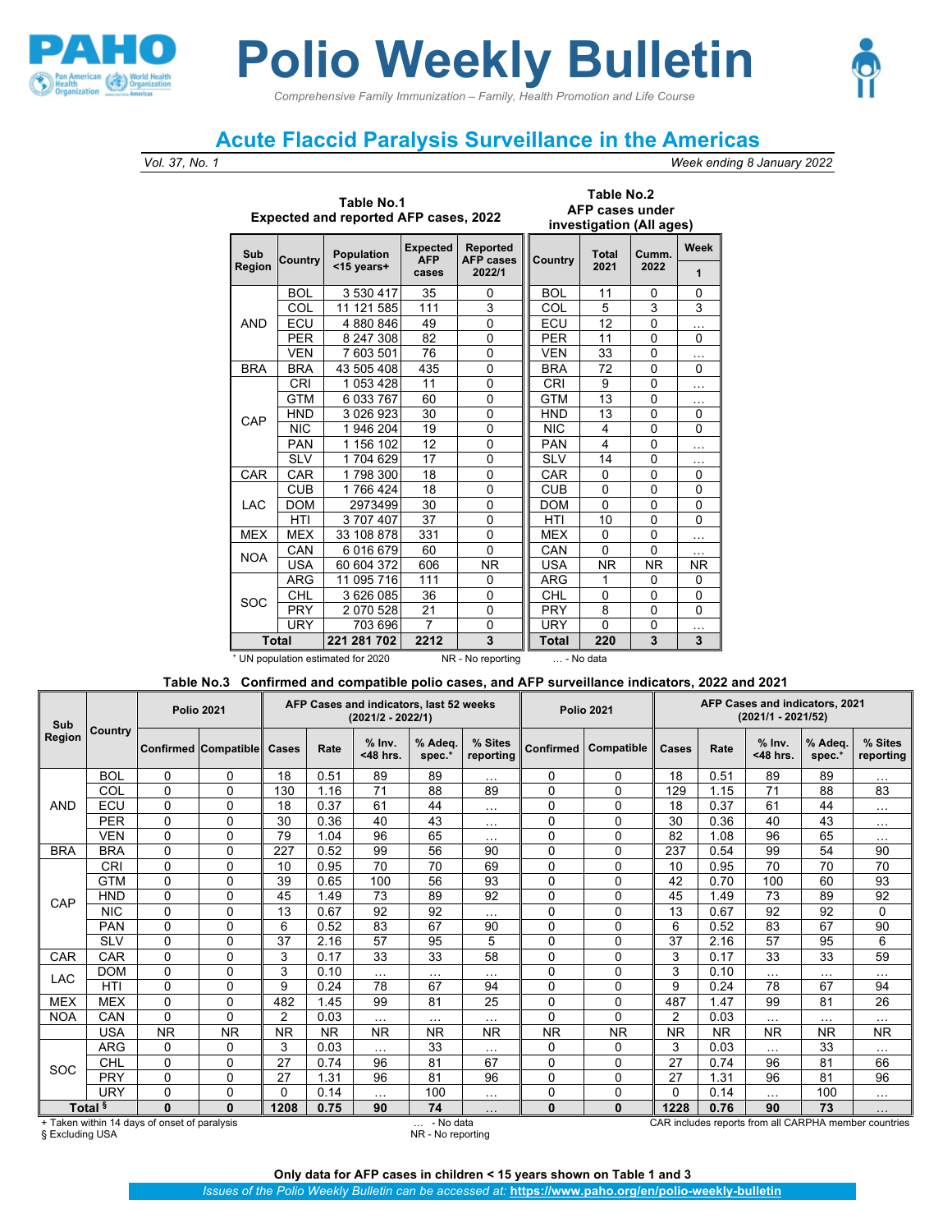# Polio Weekly Bulletin

*Comprehensive Family Immunization – Family, Health Promotion and Life Course*

## Acute Flaccid Paralysis Surveillance in the Americas

*Vol. 37, No. 1* | *Week ending 8 January 2022*

**Table No.1 Expected and reported AFP cases, 2022**

**Table No.2 AFP cases under investigation (All ages)**

| Sub Region | Country | Population <15 years+ | Expected AFP cases | Reported AFP cases 2022/1 | Country | Total 2021 | Cumm. 2022 | Week 1 |
|---|---|---|---|---|---|---|---|---|
| AND | BOL | 3 530 417 | 35 | 0 | BOL | 11 | 0 | 0 |
| | COL | 11 121 585 | 111 | 3 | COL | 5 | 3 | 3 |
| | ECU | 4 880 846 | 49 | 0 | ECU | 12 | 0 | … |
| | PER | 8 247 308 | 82 | 0 | PER | 11 | 0 | 0 |
| | VEN | 7 603 501 | 76 | 0 | VEN | 33 | 0 | … |
| BRA | BRA | 43 505 408 | 435 | 0 | BRA | 72 | 0 | 0 |
| CAP | CRI | 1 053 428 | 11 | 0 | CRI | 9 | 0 | … |
| | GTM | 6 033 767 | 60 | 0 | GTM | 13 | 0 | … |
| | HND | 3 026 923 | 30 | 0 | HND | 13 | 0 | 0 |
| | NIC | 1 946 204 | 19 | 0 | NIC | 4 | 0 | 0 |
| | PAN | 1 156 102 | 12 | 0 | PAN | 4 | 0 | … |
| | SLV | 1 704 629 | 17 | 0 | SLV | 14 | 0 | … |
| CAR | CAR | 1 798 300 | 18 | 0 | CAR | 0 | 0 | 0 |
| LAC | CUB | 1 766 424 | 18 | 0 | CUB | 0 | 0 | 0 |
| | DOM | 2973499 | 30 | 0 | DOM | 0 | 0 | 0 |
| | HTI | 3 707 407 | 37 | 0 | HTI | 10 | 0 | 0 |
| MEX | MEX | 33 108 878 | 331 | 0 | MEX | 0 | 0 | … |
| NOA | CAN | 6 016 679 | 60 | 0 | CAN | 0 | 0 | … |
| | USA | 60 604 372 | 606 | NR | USA | NR | NR | NR |
| SOC | ARG | 11 095 716 | 111 | 0 | ARG | 1 | 0 | 0 |
| | CHL | 3 626 085 | 36 | 0 | CHL | 0 | 0 | 0 |
| | PRY | 2 070 528 | 21 | 0 | PRY | 8 | 0 | 0 |
| | URY | 703 696 | 7 | 0 | URY | 0 | 0 | … |
| **Total** | | **221 281 702** | **2212** | **3** | **Total** | **220** | **3** | **3** |

+ UN population estimated for 2020 NR - No reporting … - No data

**Table No.3 Confirmed and compatible polio cases, and AFP surveillance indicators, 2022 and 2021**

| Sub Region | Country | Polio 2021 | | AFP Cases and indicators, last 52 weeks (2021/2 - 2022/1) | | | | | Polio 2021 | | AFP Cases and indicators, 2021 (2021/1 - 2021/52) | | | | |
|---|---|---|---|---|---|---|---|---|---|---|---|---|---|---|---|
| | | Confirmed | Compatible | Cases | Rate | % Inv. <48 hrs. | % Adeq. spec.+ | % Sites reporting | Confirmed | Compatible | Cases | Rate | % Inv. <48 hrs. | % Adeq. spec.+ | % Sites reporting |
| AND | BOL | 0 | 0 | 18 | 0.51 | 89 | 89 | … | 0 | 0 | 18 | 0.51 | 89 | 89 | … |
| | COL | 0 | 0 | 130 | 1.16 | 71 | 88 | 89 | 0 | 0 | 129 | 1.15 | 71 | 88 | 83 |
| | ECU | 0 | 0 | 18 | 0.37 | 61 | 44 | … | 0 | 0 | 18 | 0.37 | 61 | 44 | … |
| | PER | 0 | 0 | 30 | 0.36 | 40 | 43 | … | 0 | 0 | 30 | 0.36 | 40 | 43 | … |
| | VEN | 0 | 0 | 79 | 1.04 | 96 | 65 | … | 0 | 0 | 82 | 1.08 | 96 | 65 | … |
| BRA | BRA | 0 | 0 | 227 | 0.52 | 99 | 56 | 90 | 0 | 0 | 237 | 0.54 | 99 | 54 | 90 |
| CAP | CRI | 0 | 0 | 10 | 0.95 | 70 | 70 | 69 | 0 | 0 | 10 | 0.95 | 70 | 70 | 70 |
| | GTM | 0 | 0 | 39 | 0.65 | 100 | 56 | 93 | 0 | 0 | 42 | 0.70 | 100 | 60 | 93 |
| | HND | 0 | 0 | 45 | 1.49 | 73 | 89 | 92 | 0 | 0 | 45 | 1.49 | 73 | 89 | 92 |
| | NIC | 0 | 0 | 13 | 0.67 | 92 | 92 | … | 0 | 0 | 13 | 0.67 | 92 | 92 | 0 |
| | PAN | 0 | 0 | 6 | 0.52 | 83 | 67 | 90 | 0 | 0 | 6 | 0.52 | 83 | 67 | 90 |
| | SLV | 0 | 0 | 37 | 2.16 | 57 | 95 | 5 | 0 | 0 | 37 | 2.16 | 57 | 95 | 6 |
| CAR | CAR | 0 | 0 | 3 | 0.17 | 33 | 33 | 58 | 0 | 0 | 3 | 0.17 | 33 | 33 | 59 |
| LAC | DOM | 0 | 0 | 3 | 0.10 | … | … | … | 0 | 0 | 3 | 0.10 | … | … | … |
| | HTI | 0 | 0 | 9 | 0.24 | 78 | 67 | 94 | 0 | 0 | 9 | 0.24 | 78 | 67 | 94 |
| MEX | MEX | 0 | 0 | 482 | 1.45 | 99 | 81 | 25 | 0 | 0 | 487 | 1.47 | 99 | 81 | 26 |
| NOA | CAN | 0 | 0 | 2 | 0.03 | … | … | … | 0 | 0 | 2 | 0.03 | … | … | … |
| | USA | NR | NR | NR | NR | NR | NR | NR | NR | NR | NR | NR | NR | NR | NR |
| SOC | ARG | 0 | 0 | 3 | 0.03 | … | 33 | … | 0 | 0 | 3 | 0.03 | … | 33 | … |
| | CHL | 0 | 0 | 27 | 0.74 | 96 | 81 | 67 | 0 | 0 | 27 | 0.74 | 96 | 81 | 66 |
| | PRY | 0 | 0 | 27 | 1.31 | 96 | 81 | 96 | 0 | 0 | 27 | 1.31 | 96 | 81 | 96 |
| | URY | 0 | 0 | 0 | 0.14 | … | 100 | … | 0 | 0 | 0 | 0.14 | … | 100 | … |
| **Total §** | | **0** | **0** | **1208** | **0.75** | **90** | **74** | **…** | **0** | **0** | **1228** | **0.76** | **90** | **73** | **…** |

+ Taken within 14 days of onset of paralysis
§ Excluding USA
… - No data
NR - No reporting
CAR includes reports from all CARPHA member countries

**Only data for AFP cases in children < 15 years shown on Table 1 and 3**

*Issues of the Polio Weekly Bulletin can be accessed at:* **https://www.paho.org/en/polio-weekly-bulletin**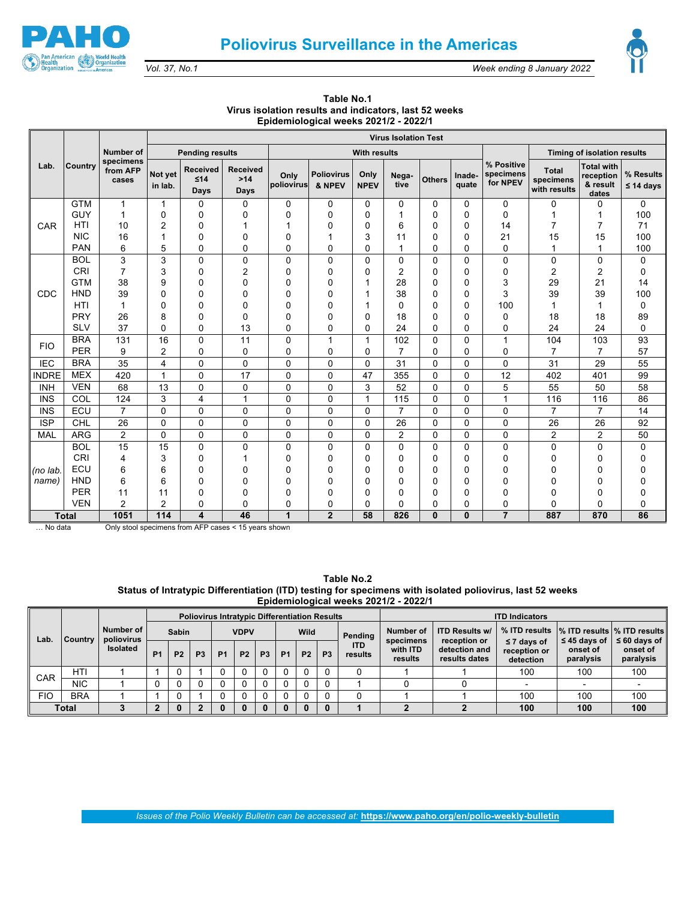# Poliovirus Surveillance in the Americas

*Vol. 37, No.1* — *Week ending 8 January 2022*

**Table No.1**
**Virus isolation results and indicators, last 52 weeks**
**Epidemiological weeks 2021/2 - 2022/1**

| Lab. | Country | Number of specimens from AFP cases | Virus Isolation Test | | | | | | | | | | | | |
|---|---|---|---|---|---|---|---|---|---|---|---|---|---|---|---|
| | | | Pending results | | | With results | | | | | | % Positive specimens for NPEV | Timing of isolation results | | |
| | | | Not yet in lab. | Received ≤14 Days | Received >14 Days | Only poliovirus | Poliovirus & NPEV | Only NPEV | Nega-tive | Others | Inade-quate | | Total specimens with results | Total with reception & result dates | % Results ≤ 14 days |
| CAR | GTM | 1 | 1 | 0 | 0 | 0 | 0 | 0 | 0 | 0 | 0 | 0 | 0 | 0 | 0 |
| | GUY | 1 | 0 | 0 | 0 | 0 | 0 | 0 | 1 | 0 | 0 | 0 | 1 | 1 | 100 |
| | HTI | 10 | 2 | 0 | 1 | 1 | 0 | 0 | 6 | 0 | 0 | 14 | 7 | 7 | 71 |
| | NIC | 16 | 1 | 0 | 0 | 0 | 1 | 3 | 11 | 0 | 0 | 21 | 15 | 15 | 100 |
| | PAN | 6 | 5 | 0 | 0 | 0 | 0 | 0 | 1 | 0 | 0 | 0 | 1 | 1 | 100 |
| CDC | BOL | 3 | 3 | 0 | 0 | 0 | 0 | 0 | 0 | 0 | 0 | 0 | 0 | 0 | 0 |
| | CRI | 7 | 3 | 0 | 2 | 0 | 0 | 0 | 2 | 0 | 0 | 0 | 2 | 2 | 0 |
| | GTM | 38 | 9 | 0 | 0 | 0 | 0 | 1 | 28 | 0 | 0 | 3 | 29 | 21 | 14 |
| | HND | 39 | 0 | 0 | 0 | 0 | 0 | 1 | 38 | 0 | 0 | 3 | 39 | 39 | 100 |
| | HTI | 1 | 0 | 0 | 0 | 0 | 0 | 1 | 0 | 0 | 0 | 100 | 1 | 1 | 0 |
| | PRY | 26 | 8 | 0 | 0 | 0 | 0 | 0 | 18 | 0 | 0 | 0 | 18 | 18 | 89 |
| | SLV | 37 | 0 | 0 | 13 | 0 | 0 | 0 | 24 | 0 | 0 | 0 | 24 | 24 | 0 |
| FIO | BRA | 131 | 16 | 0 | 11 | 0 | 1 | 1 | 102 | 0 | 0 | 1 | 104 | 103 | 93 |
| | PER | 9 | 2 | 0 | 0 | 0 | 0 | 0 | 7 | 0 | 0 | 0 | 7 | 7 | 57 |
| IEC | BRA | 35 | 4 | 0 | 0 | 0 | 0 | 0 | 31 | 0 | 0 | 0 | 31 | 29 | 55 |
| INDRE | MEX | 420 | 1 | 0 | 17 | 0 | 0 | 47 | 355 | 0 | 0 | 12 | 402 | 401 | 99 |
| INH | VEN | 68 | 13 | 0 | 0 | 0 | 0 | 3 | 52 | 0 | 0 | 5 | 55 | 50 | 58 |
| INS | COL | 124 | 3 | 4 | 1 | 0 | 0 | 1 | 115 | 0 | 0 | 1 | 116 | 116 | 86 |
| INS | ECU | 7 | 0 | 0 | 0 | 0 | 0 | 0 | 7 | 0 | 0 | 0 | 7 | 7 | 14 |
| ISP | CHL | 26 | 0 | 0 | 0 | 0 | 0 | 0 | 26 | 0 | 0 | 0 | 26 | 26 | 92 |
| MAL | ARG | 2 | 0 | 0 | 0 | 0 | 0 | 0 | 2 | 0 | 0 | 0 | 2 | 2 | 50 |
| *(no lab. name)* | BOL | 15 | 15 | 0 | 0 | 0 | 0 | 0 | 0 | 0 | 0 | 0 | 0 | 0 | 0 |
| | CRI | 4 | 3 | 0 | 1 | 0 | 0 | 0 | 0 | 0 | 0 | 0 | 0 | 0 | 0 |
| | ECU | 6 | 6 | 0 | 0 | 0 | 0 | 0 | 0 | 0 | 0 | 0 | 0 | 0 | 0 |
| | HND | 6 | 6 | 0 | 0 | 0 | 0 | 0 | 0 | 0 | 0 | 0 | 0 | 0 | 0 |
| | PER | 11 | 11 | 0 | 0 | 0 | 0 | 0 | 0 | 0 | 0 | 0 | 0 | 0 | 0 |
| | VEN | 2 | 2 | 0 | 0 | 0 | 0 | 0 | 0 | 0 | 0 | 0 | 0 | 0 | 0 |
| **Total** | | **1051** | **114** | **4** | **46** | **1** | **2** | **58** | **826** | **0** | **0** | **7** | **887** | **870** | **86** |

… No data — Only stool specimens from AFP cases < 15 years shown

**Table No.2**
**Status of Intratypic Differentiation (ITD) testing for specimens with isolated poliovirus, last 52 weeks**
**Epidemiological weeks 2021/2 - 2022/1**

| Lab. | Country | Number of poliovirus Isolated | Poliovirus Intratypic Differentiation Results | | | | | | | | | | ITD Indicators | | | | |
|---|---|---|---|---|---|---|---|---|---|---|---|---|---|---|---|---|---|
| | | | Sabin | | | VDPV | | | Wild | | | Pending ITD results | Number of specimens with ITD results | ITD Results w/ reception or detection and results dates | % ITD results ≤ 7 days of reception or detection | % ITD results ≤ 45 days of onset of paralysis | % ITD results ≤ 60 days of onset of paralysis |
| | | | P1 | P2 | P3 | P1 | P2 | P3 | P1 | P2 | P3 | | | | | | |
| CAR | HTI | 1 | 1 | 0 | 1 | 0 | 0 | 0 | 0 | 0 | 0 | 0 | 1 | 1 | 100 | 100 | 100 |
| | NIC | 1 | 0 | 0 | 0 | 0 | 0 | 0 | 0 | 0 | 0 | 1 | 0 | 0 | - | - | - |
| FIO | BRA | 1 | 1 | 0 | 1 | 0 | 0 | 0 | 0 | 0 | 0 | 0 | 1 | 1 | 100 | 100 | 100 |
| **Total** | | **3** | **2** | **0** | **2** | **0** | **0** | **0** | **0** | **0** | **0** | **1** | **2** | **2** | **100** | **100** | **100** |

*Issues of the Polio Weekly Bulletin can be accessed at:* **https://www.paho.org/en/polio-weekly-bulletin**